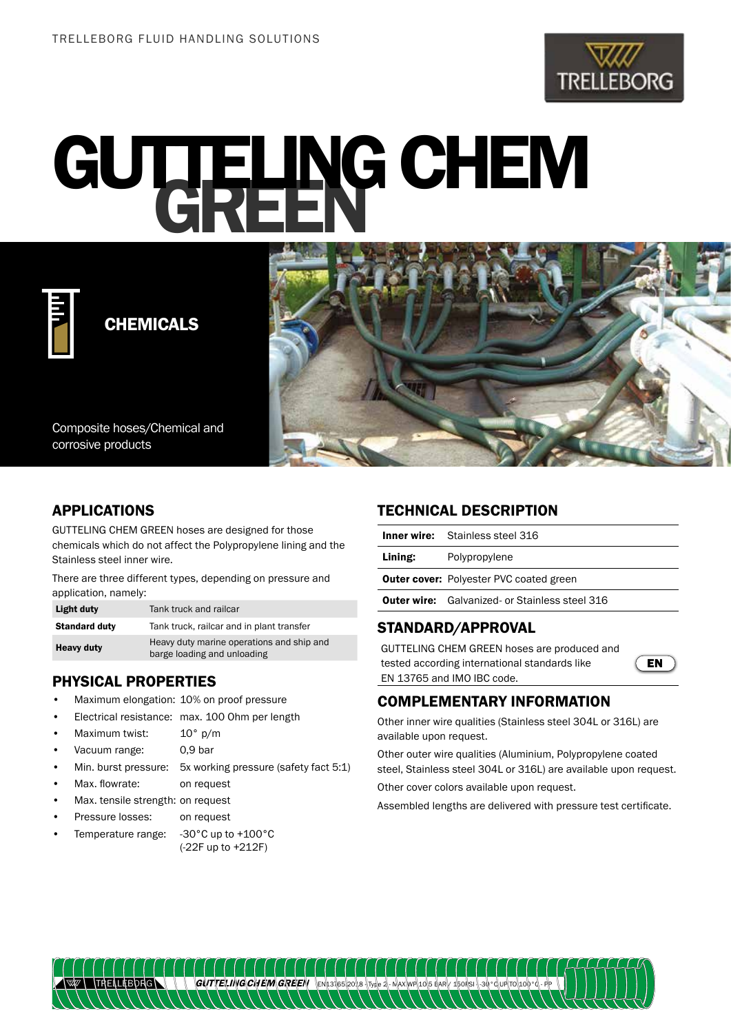TRELLEBORG FLUID HANDLING SOLUTIONS

# GUTTELING CHEM GREEN

**CHEMICALS**

Composite hoses/Chemical and corrosive products

## APPLICATIONS

GUTTELING CHEM GREEN hoses are designed for those chemicals which do not affect the Polypropylene lining and the Stainless steel inner wire.

There are three different types, depending on pressure and application, namely:

| | |
|---|---|
| **Light duty** | Tank truck and railcar |
| **Standard duty** | Tank truck, railcar and in plant transfer |
| **Heavy duty** | Heavy duty marine operations and ship and barge loading and unloading |

## PHYSICAL PROPERTIES

- Maximum elongation: 10% on proof pressure
- Electrical resistance: max. 100 Ohm per length
- Maximum twist: 10° p/m
- Vacuum range: 0,9 bar
- Min. burst pressure: 5x working pressure (safety fact 5:1)
- Max. flowrate: on request
- Max. tensile strength: on request
- Pressure losses: on request
- Temperature range: -30°C up to +100°C (-22F up to +212F)

## TECHNICAL DESCRIPTION

| | |
|---|---|
| **Inner wire:** | Stainless steel 316 |
| **Lining:** | Polypropylene |
| **Outer cover:** | Polyester PVC coated green |
| **Outer wire:** | Galvanized- or Stainless steel 316 |

## STANDARD/APPROVAL

GUTTELING CHEM GREEN hoses are produced and tested according international standards like EN 13765 and IMO IBC code.

EN

## COMPLEMENTARY INFORMATION

Other inner wire qualities (Stainless steel 304L or 316L) are available upon request.

Other outer wire qualities (Aluminium, Polypropylene coated steel, Stainless steel 304L or 316L) are available upon request.

Other cover colors available upon request.

Assembled lengths are delivered with pressure test certificate.

TRELLEBORG GUTTELING CHEM GREEN EN13765:2018 - Type 2 - MAX WP 10.5 BAR / 150PSI - -30°C UP TO 100°C - PP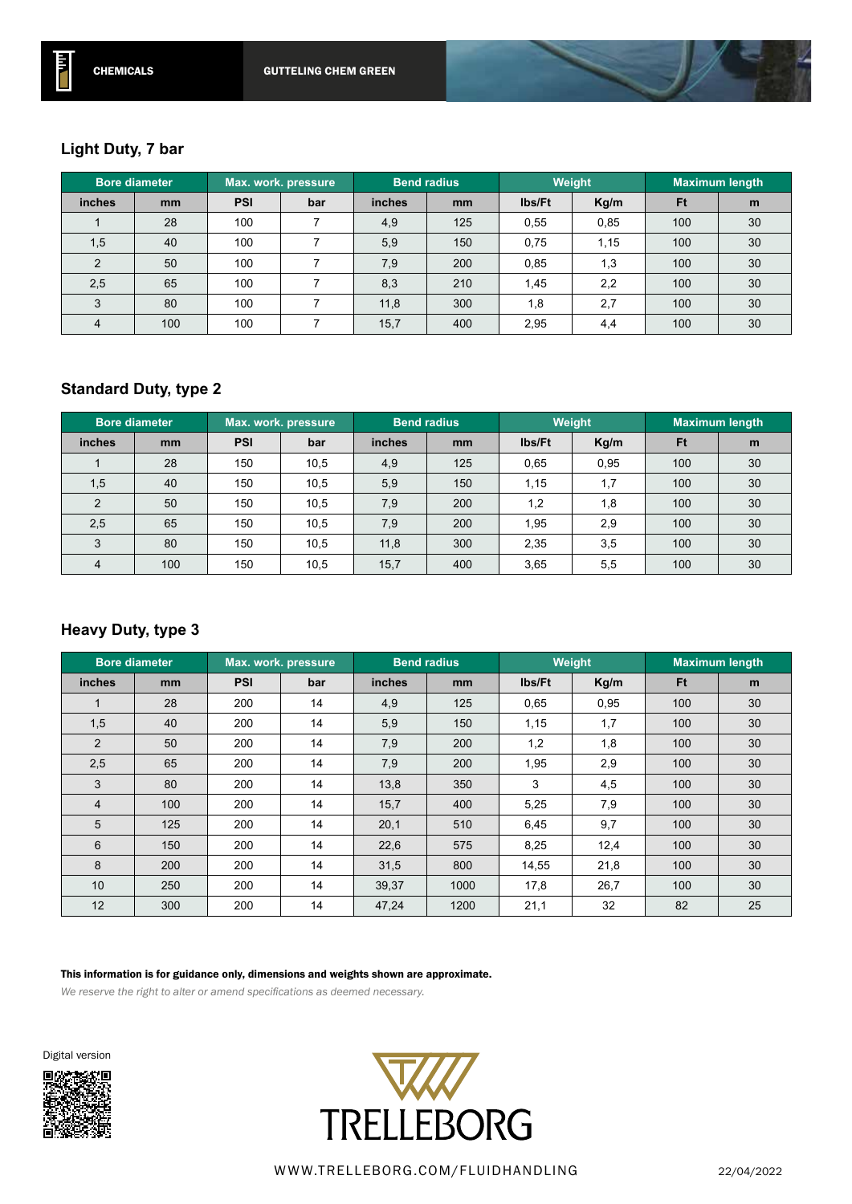## Light Duty, 7 bar

| Bore diameter | | Max. work. pressure | | Bend radius | | Weight | | Maximum length | |
|---|---|---|---|---|---|---|---|---|---|
| inches | mm | PSI | bar | inches | mm | lbs/Ft | Kg/m | Ft | m |
| 1 | 28 | 100 | 7 | 4,9 | 125 | 0,55 | 0,85 | 100 | 30 |
| 1,5 | 40 | 100 | 7 | 5,9 | 150 | 0,75 | 1,15 | 100 | 30 |
| 2 | 50 | 100 | 7 | 7,9 | 200 | 0,85 | 1,3 | 100 | 30 |
| 2,5 | 65 | 100 | 7 | 8,3 | 210 | 1,45 | 2,2 | 100 | 30 |
| 3 | 80 | 100 | 7 | 11,8 | 300 | 1,8 | 2,7 | 100 | 30 |
| 4 | 100 | 100 | 7 | 15,7 | 400 | 2,95 | 4,4 | 100 | 30 |

## Standard Duty, type 2

| Bore diameter | | Max. work. pressure | | Bend radius | | Weight | | Maximum length | |
|---|---|---|---|---|---|---|---|---|---|
| inches | mm | PSI | bar | inches | mm | lbs/Ft | Kg/m | Ft | m |
| 1 | 28 | 150 | 10,5 | 4,9 | 125 | 0,65 | 0,95 | 100 | 30 |
| 1,5 | 40 | 150 | 10,5 | 5,9 | 150 | 1,15 | 1,7 | 100 | 30 |
| 2 | 50 | 150 | 10,5 | 7,9 | 200 | 1,2 | 1,8 | 100 | 30 |
| 2,5 | 65 | 150 | 10,5 | 7,9 | 200 | 1,95 | 2,9 | 100 | 30 |
| 3 | 80 | 150 | 10,5 | 11,8 | 300 | 2,35 | 3,5 | 100 | 30 |
| 4 | 100 | 150 | 10,5 | 15,7 | 400 | 3,65 | 5,5 | 100 | 30 |

## Heavy Duty, type 3

| Bore diameter | | Max. work. pressure | | Bend radius | | Weight | | Maximum length | |
|---|---|---|---|---|---|---|---|---|---|
| inches | mm | PSI | bar | inches | mm | lbs/Ft | Kg/m | Ft | m |
| 1 | 28 | 200 | 14 | 4,9 | 125 | 0,65 | 0,95 | 100 | 30 |
| 1,5 | 40 | 200 | 14 | 5,9 | 150 | 1,15 | 1,7 | 100 | 30 |
| 2 | 50 | 200 | 14 | 7,9 | 200 | 1,2 | 1,8 | 100 | 30 |
| 2,5 | 65 | 200 | 14 | 7,9 | 200 | 1,95 | 2,9 | 100 | 30 |
| 3 | 80 | 200 | 14 | 13,8 | 350 | 3 | 4,5 | 100 | 30 |
| 4 | 100 | 200 | 14 | 15,7 | 400 | 5,25 | 7,9 | 100 | 30 |
| 5 | 125 | 200 | 14 | 20,1 | 510 | 6,45 | 9,7 | 100 | 30 |
| 6 | 150 | 200 | 14 | 22,6 | 575 | 8,25 | 12,4 | 100 | 30 |
| 8 | 200 | 200 | 14 | 31,5 | 800 | 14,55 | 21,8 | 100 | 30 |
| 10 | 250 | 200 | 14 | 39,37 | 1000 | 17,8 | 26,7 | 100 | 30 |
| 12 | 300 | 200 | 14 | 47,24 | 1200 | 21,1 | 32 | 82 | 25 |

**This information is for guidance only, dimensions and weights shown are approximate.**

*We reserve the right to alter or amend specifications as deemed necessary.*

Digital version

TRELLEBORG

WWW.TRELLEBORG.COM/FLUIDHANDLING

22/04/2022